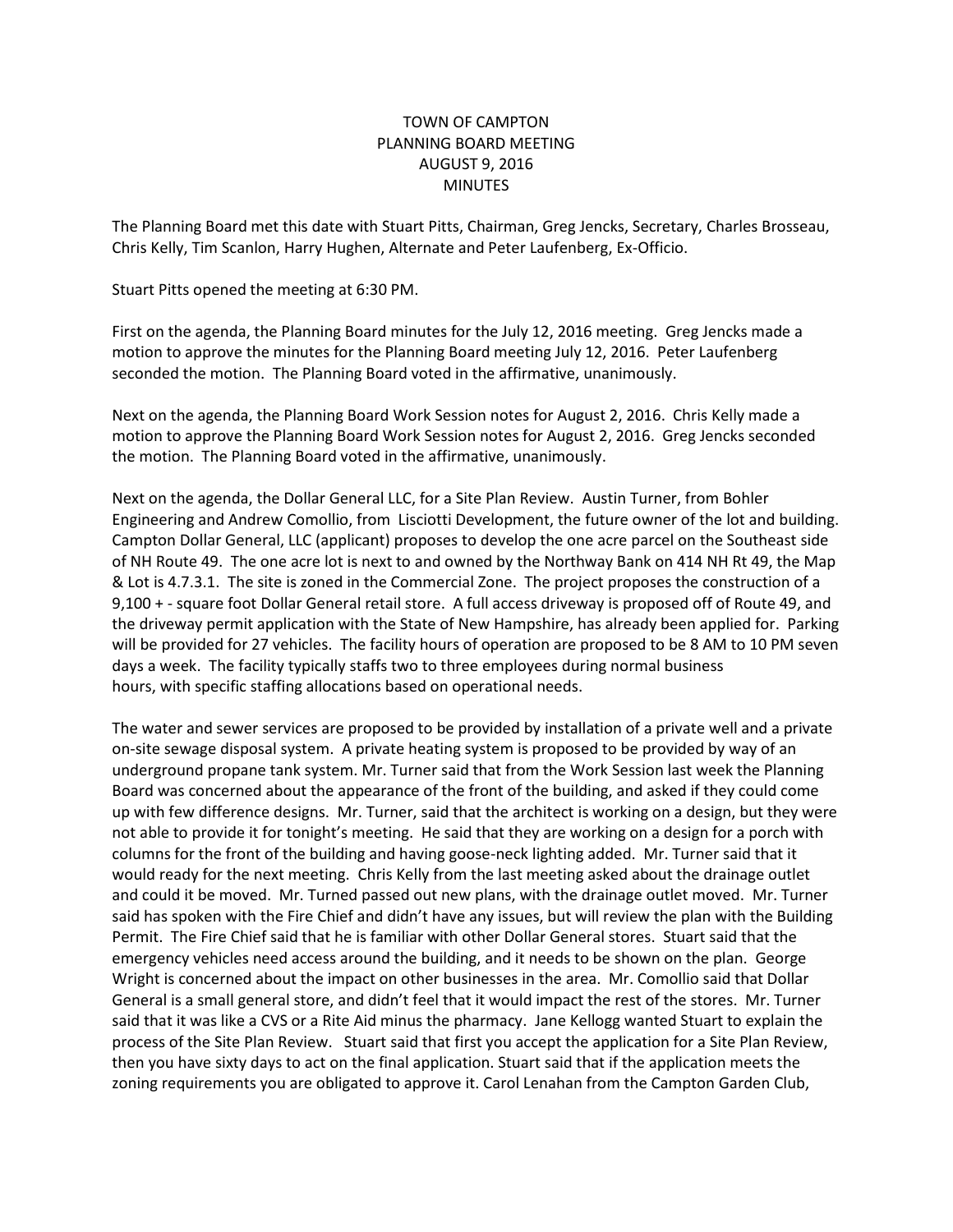# TOWN OF CAMPTON
## PLANNING BOARD MEETING
## AUGUST 9, 2016
## MINUTES

The Planning Board met this date with Stuart Pitts, Chairman, Greg Jencks, Secretary, Charles Brosseau, Chris Kelly, Tim Scanlon, Harry Hughen, Alternate and Peter Laufenberg, Ex-Officio.

Stuart Pitts opened the meeting at 6:30 PM.

First on the agenda, the Planning Board minutes for the July 12, 2016 meeting. Greg Jencks made a motion to approve the minutes for the Planning Board meeting July 12, 2016. Peter Laufenberg seconded the motion. The Planning Board voted in the affirmative, unanimously.

Next on the agenda, the Planning Board Work Session notes for August 2, 2016. Chris Kelly made a motion to approve the Planning Board Work Session notes for August 2, 2016. Greg Jencks seconded the motion. The Planning Board voted in the affirmative, unanimously.

Next on the agenda, the Dollar General LLC, for a Site Plan Review. Austin Turner, from Bohler Engineering and Andrew Comollio, from Lisciotti Development, the future owner of the lot and building. Campton Dollar General, LLC (applicant) proposes to develop the one acre parcel on the Southeast side of NH Route 49. The one acre lot is next to and owned by the Northway Bank on 414 NH Rt 49, the Map & Lot is 4.7.3.1. The site is zoned in the Commercial Zone. The project proposes the construction of a 9,100 + - square foot Dollar General retail store. A full access driveway is proposed off of Route 49, and the driveway permit application with the State of New Hampshire, has already been applied for. Parking will be provided for 27 vehicles. The facility hours of operation are proposed to be 8 AM to 10 PM seven days a week. The facility typically staffs two to three employees during normal business hours, with specific staffing allocations based on operational needs.

The water and sewer services are proposed to be provided by installation of a private well and a private on-site sewage disposal system. A private heating system is proposed to be provided by way of an underground propane tank system. Mr. Turner said that from the Work Session last week the Planning Board was concerned about the appearance of the front of the building, and asked if they could come up with few difference designs. Mr. Turner, said that the architect is working on a design, but they were not able to provide it for tonight's meeting. He said that they are working on a design for a porch with columns for the front of the building and having goose-neck lighting added. Mr. Turner said that it would ready for the next meeting. Chris Kelly from the last meeting asked about the drainage outlet and could it be moved. Mr. Turned passed out new plans, with the drainage outlet moved. Mr. Turner said has spoken with the Fire Chief and didn't have any issues, but will review the plan with the Building Permit. The Fire Chief said that he is familiar with other Dollar General stores. Stuart said that the emergency vehicles need access around the building, and it needs to be shown on the plan. George Wright is concerned about the impact on other businesses in the area. Mr. Comollio said that Dollar General is a small general store, and didn't feel that it would impact the rest of the stores. Mr. Turner said that it was like a CVS or a Rite Aid minus the pharmacy. Jane Kellogg wanted Stuart to explain the process of the Site Plan Review. Stuart said that first you accept the application for a Site Plan Review, then you have sixty days to act on the final application. Stuart said that if the application meets the zoning requirements you are obligated to approve it. Carol Lenahan from the Campton Garden Club,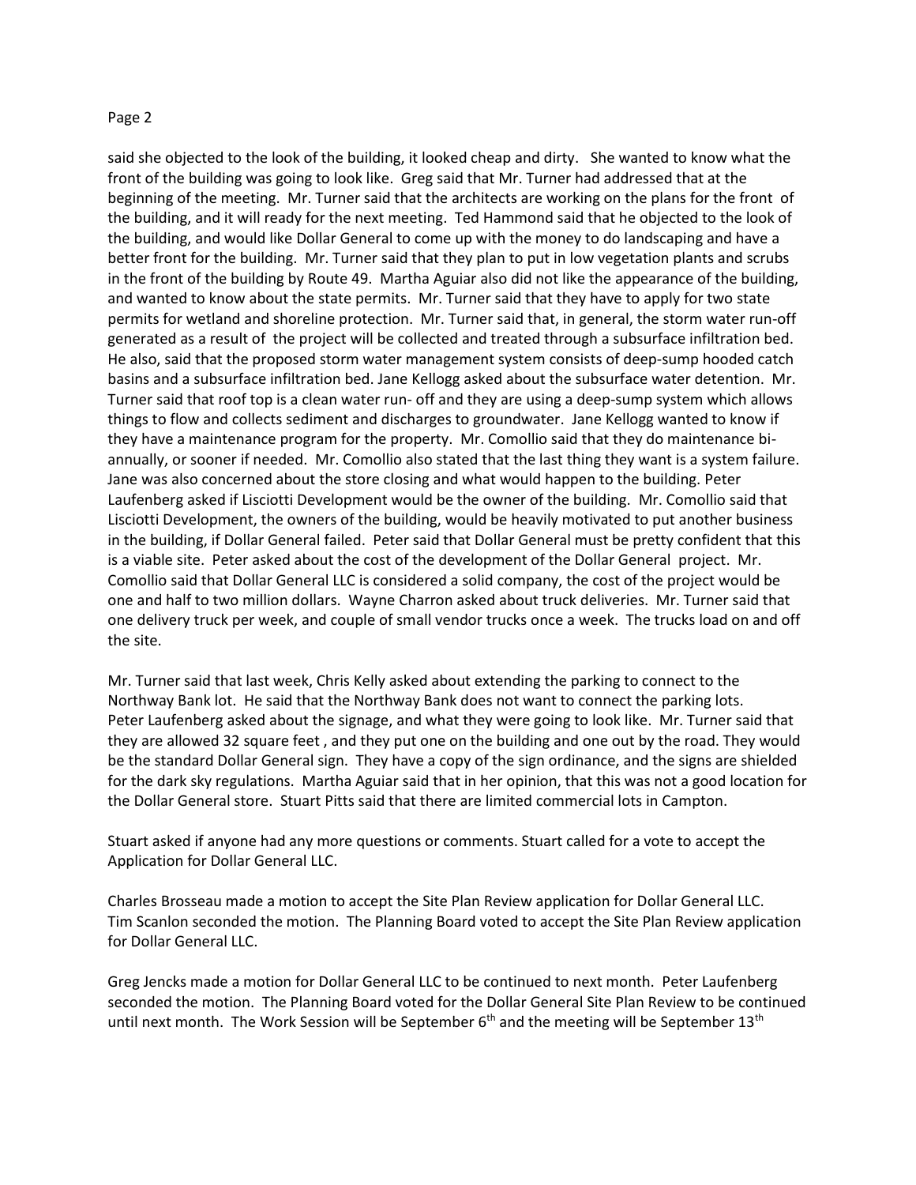said she objected to the look of the building, it looked cheap and dirty. She wanted to know what the front of the building was going to look like. Greg said that Mr. Turner had addressed that at the beginning of the meeting. Mr. Turner said that the architects are working on the plans for the front of the building, and it will ready for the next meeting. Ted Hammond said that he objected to the look of the building, and would like Dollar General to come up with the money to do landscaping and have a better front for the building. Mr. Turner said that they plan to put in low vegetation plants and scrubs in the front of the building by Route 49. Martha Aguiar also did not like the appearance of the building, and wanted to know about the state permits. Mr. Turner said that they have to apply for two state permits for wetland and shoreline protection. Mr. Turner said that, in general, the storm water run-off generated as a result of the project will be collected and treated through a subsurface infiltration bed. He also, said that the proposed storm water management system consists of deep-sump hooded catch basins and a subsurface infiltration bed. Jane Kellogg asked about the subsurface water detention. Mr. Turner said that roof top is a clean water run- off and they are using a deep-sump system which allows things to flow and collects sediment and discharges to groundwater. Jane Kellogg wanted to know if they have a maintenance program for the property. Mr. Comollio said that they do maintenance bi-annually, or sooner if needed. Mr. Comollio also stated that the last thing they want is a system failure. Jane was also concerned about the store closing and what would happen to the building. Peter Laufenberg asked if Lisciotti Development would be the owner of the building. Mr. Comollio said that Lisciotti Development, the owners of the building, would be heavily motivated to put another business in the building, if Dollar General failed. Peter said that Dollar General must be pretty confident that this is a viable site. Peter asked about the cost of the development of the Dollar General project. Mr. Comollio said that Dollar General LLC is considered a solid company, the cost of the project would be one and half to two million dollars. Wayne Charron asked about truck deliveries. Mr. Turner said that one delivery truck per week, and couple of small vendor trucks once a week. The trucks load on and off the site.

Mr. Turner said that last week, Chris Kelly asked about extending the parking to connect to the Northway Bank lot. He said that the Northway Bank does not want to connect the parking lots. Peter Laufenberg asked about the signage, and what they were going to look like. Mr. Turner said that they are allowed 32 square feet , and they put one on the building and one out by the road. They would be the standard Dollar General sign. They have a copy of the sign ordinance, and the signs are shielded for the dark sky regulations. Martha Aguiar said that in her opinion, that this was not a good location for the Dollar General store. Stuart Pitts said that there are limited commercial lots in Campton.

Stuart asked if anyone had any more questions or comments. Stuart called for a vote to accept the Application for Dollar General LLC.

Charles Brosseau made a motion to accept the Site Plan Review application for Dollar General LLC. Tim Scanlon seconded the motion. The Planning Board voted to accept the Site Plan Review application for Dollar General LLC.

Greg Jencks made a motion for Dollar General LLC to be continued to next month. Peter Laufenberg seconded the motion. The Planning Board voted for the Dollar General Site Plan Review to be continued until next month. The Work Session will be September 6th and the meeting will be September 13th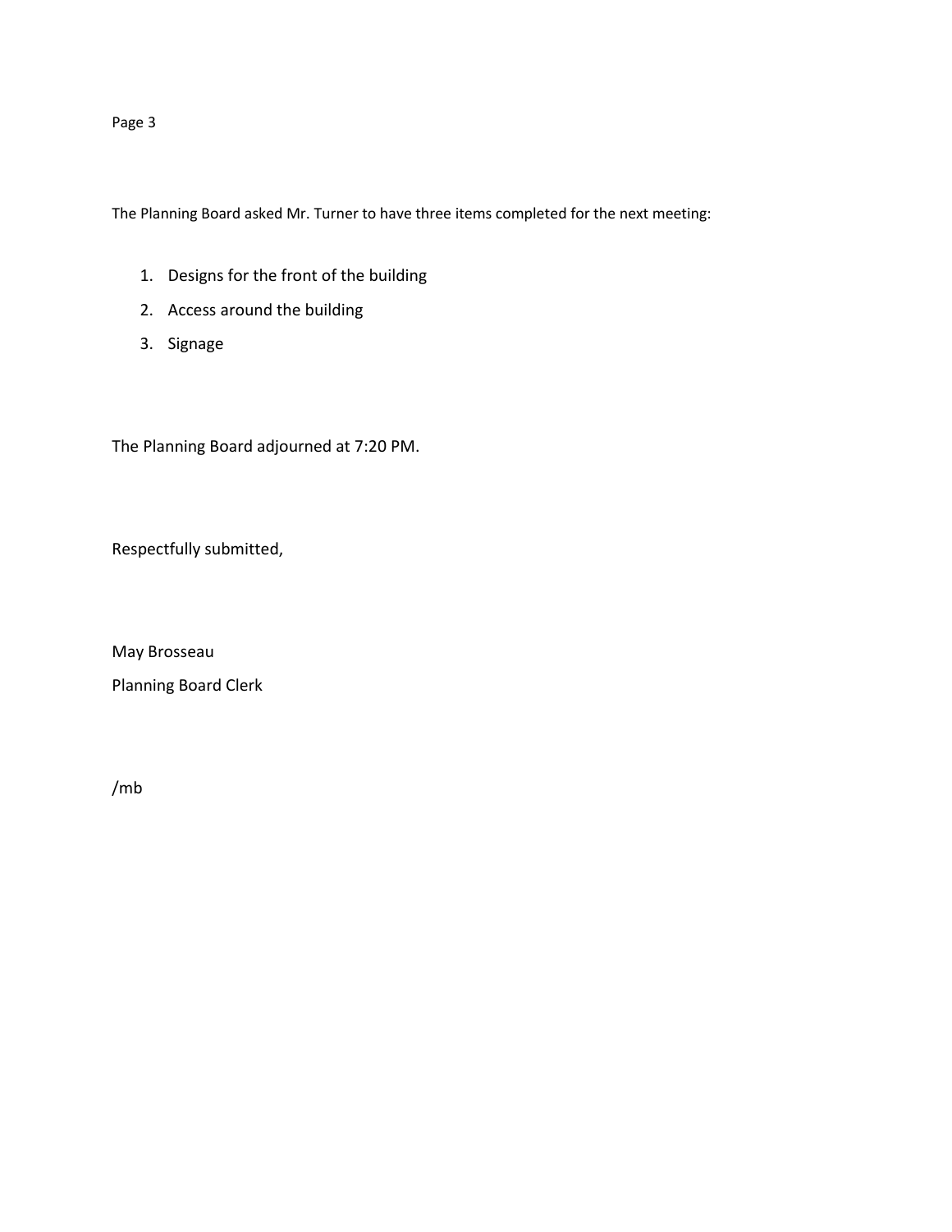The Planning Board asked Mr. Turner to have three items completed for the next meeting:

1. Designs for the front of the building
2. Access around the building
3. Signage

The Planning Board adjourned at 7:20 PM.

Respectfully submitted,

May Brosseau
Planning Board Clerk

/mb